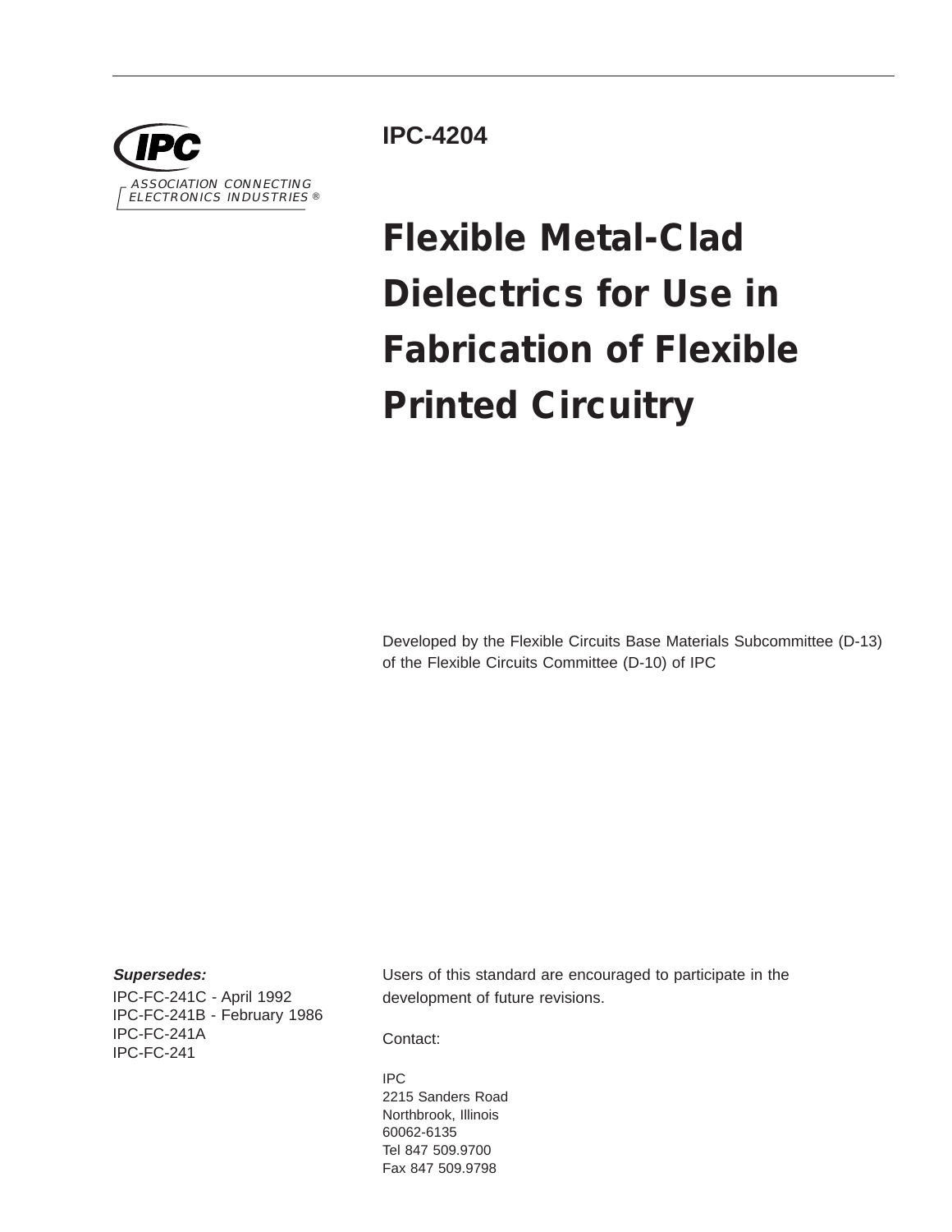IPC

ASSOCIATION CONNECTING ELECTRONICS INDUSTRIES ®

**IPC-4204**

# Flexible Metal-Clad Dielectrics for Use in Fabrication of Flexible Printed Circuitry

Developed by the Flexible Circuits Base Materials Subcommittee (D-13) of the Flexible Circuits Committee (D-10) of IPC

***Supersedes:***

IPC-FC-241C - April 1992
IPC-FC-241B - February 1986
IPC-FC-241A
IPC-FC-241

Users of this standard are encouraged to participate in the development of future revisions.

Contact:

IPC
2215 Sanders Road
Northbrook, Illinois
60062-6135
Tel 847 509.9700
Fax 847 509.9798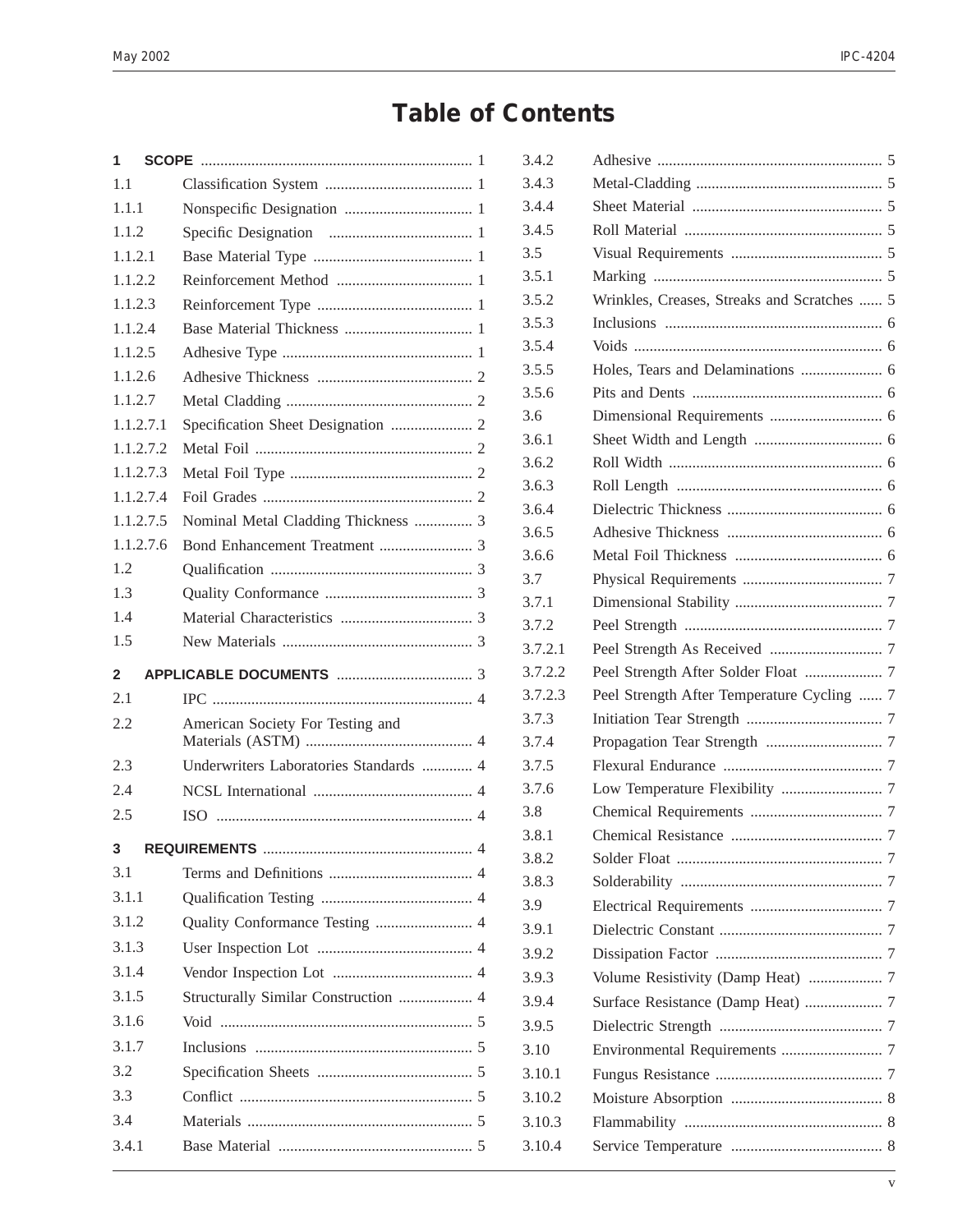# Table of Contents

| Section | Title | Page |
|---|---|---|
| **1** | **SCOPE** | 1 |
| 1.1 | Classification System | 1 |
| 1.1.1 | Nonspecific Designation | 1 |
| 1.1.2 | Specific Designation | 1 |
| 1.1.2.1 | Base Material Type | 1 |
| 1.1.2.2 | Reinforcement Method | 1 |
| 1.1.2.3 | Reinforcement Type | 1 |
| 1.1.2.4 | Base Material Thickness | 1 |
| 1.1.2.5 | Adhesive Type | 1 |
| 1.1.2.6 | Adhesive Thickness | 2 |
| 1.1.2.7 | Metal Cladding | 2 |
| 1.1.2.7.1 | Specification Sheet Designation | 2 |
| 1.1.2.7.2 | Metal Foil | 2 |
| 1.1.2.7.3 | Metal Foil Type | 2 |
| 1.1.2.7.4 | Foil Grades | 2 |
| 1.1.2.7.5 | Nominal Metal Cladding Thickness | 3 |
| 1.1.2.7.6 | Bond Enhancement Treatment | 3 |
| 1.2 | Qualification | 3 |
| 1.3 | Quality Conformance | 3 |
| 1.4 | Material Characteristics | 3 |
| 1.5 | New Materials | 3 |
| **2** | **APPLICABLE DOCUMENTS** | 3 |
| 2.1 | IPC | 4 |
| 2.2 | American Society For Testing and Materials (ASTM) | 4 |
| 2.3 | Underwriters Laboratories Standards | 4 |
| 2.4 | NCSL International | 4 |
| 2.5 | ISO | 4 |
| **3** | **REQUIREMENTS** | 4 |
| 3.1 | Terms and Definitions | 4 |
| 3.1.1 | Qualification Testing | 4 |
| 3.1.2 | Quality Conformance Testing | 4 |
| 3.1.3 | User Inspection Lot | 4 |
| 3.1.4 | Vendor Inspection Lot | 4 |
| 3.1.5 | Structurally Similar Construction | 4 |
| 3.1.6 | Void | 5 |
| 3.1.7 | Inclusions | 5 |
| 3.2 | Specification Sheets | 5 |
| 3.3 | Conflict | 5 |
| 3.4 | Materials | 5 |
| 3.4.1 | Base Material | 5 |
| 3.4.2 | Adhesive | 5 |
| 3.4.3 | Metal-Cladding | 5 |
| 3.4.4 | Sheet Material | 5 |
| 3.4.5 | Roll Material | 5 |
| 3.5 | Visual Requirements | 5 |
| 3.5.1 | Marking | 5 |
| 3.5.2 | Wrinkles, Creases, Streaks and Scratches | 5 |
| 3.5.3 | Inclusions | 6 |
| 3.5.4 | Voids | 6 |
| 3.5.5 | Holes, Tears and Delaminations | 6 |
| 3.5.6 | Pits and Dents | 6 |
| 3.6 | Dimensional Requirements | 6 |
| 3.6.1 | Sheet Width and Length | 6 |
| 3.6.2 | Roll Width | 6 |
| 3.6.3 | Roll Length | 6 |
| 3.6.4 | Dielectric Thickness | 6 |
| 3.6.5 | Adhesive Thickness | 6 |
| 3.6.6 | Metal Foil Thickness | 6 |
| 3.7 | Physical Requirements | 7 |
| 3.7.1 | Dimensional Stability | 7 |
| 3.7.2 | Peel Strength | 7 |
| 3.7.2.1 | Peel Strength As Received | 7 |
| 3.7.2.2 | Peel Strength After Solder Float | 7 |
| 3.7.2.3 | Peel Strength After Temperature Cycling | 7 |
| 3.7.3 | Initiation Tear Strength | 7 |
| 3.7.4 | Propagation Tear Strength | 7 |
| 3.7.5 | Flexural Endurance | 7 |
| 3.7.6 | Low Temperature Flexibility | 7 |
| 3.8 | Chemical Requirements | 7 |
| 3.8.1 | Chemical Resistance | 7 |
| 3.8.2 | Solder Float | 7 |
| 3.8.3 | Solderability | 7 |
| 3.9 | Electrical Requirements | 7 |
| 3.9.1 | Dielectric Constant | 7 |
| 3.9.2 | Dissipation Factor | 7 |
| 3.9.3 | Volume Resistivity (Damp Heat) | 7 |
| 3.9.4 | Surface Resistance (Damp Heat) | 7 |
| 3.9.5 | Dielectric Strength | 7 |
| 3.10 | Environmental Requirements | 7 |
| 3.10.1 | Fungus Resistance | 7 |
| 3.10.2 | Moisture Absorption | 8 |
| 3.10.3 | Flammability | 8 |
| 3.10.4 | Service Temperature | 8 |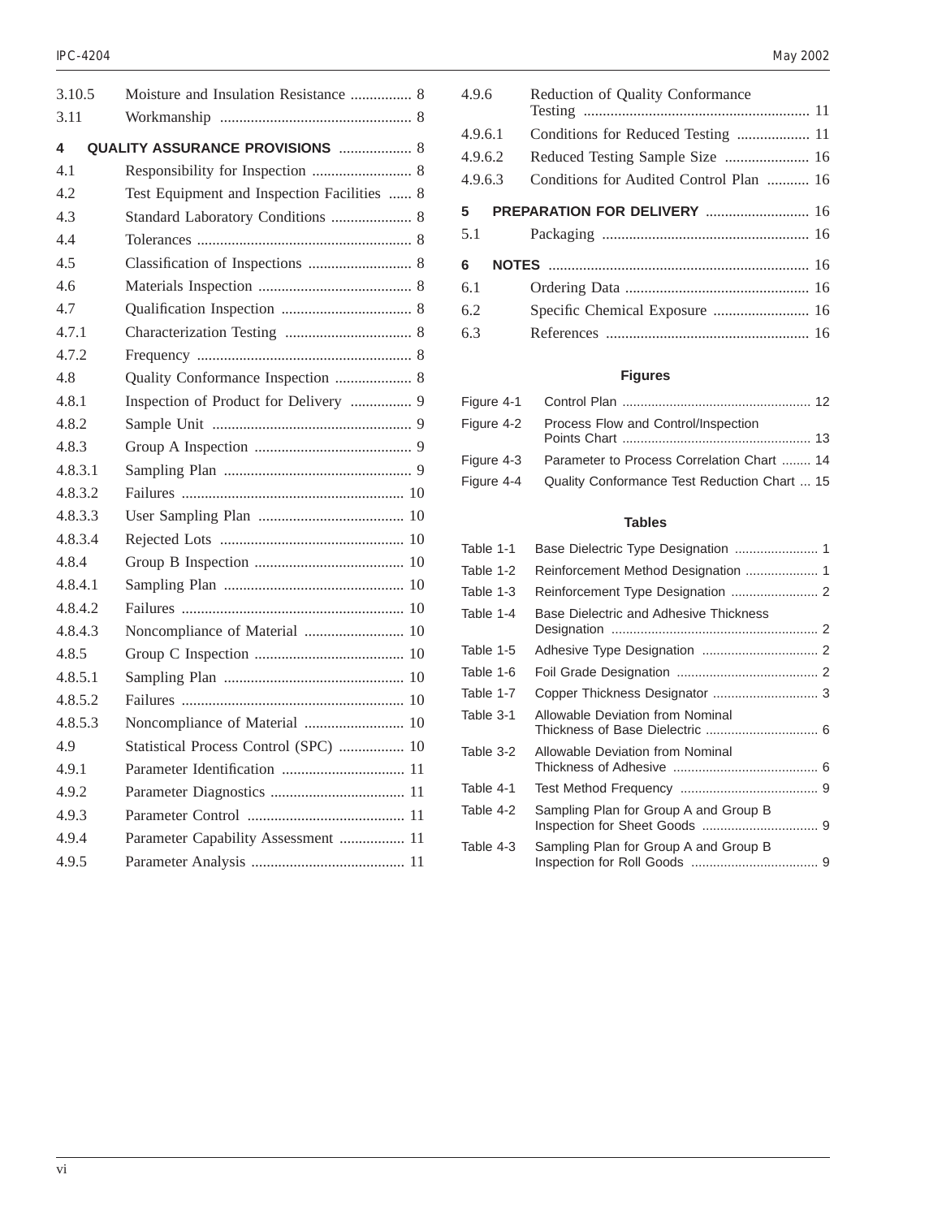3.10.5 Moisture and Insulation Resistance ................ 8
3.11 Workmanship .................................................. 8

**4 QUALITY ASSURANCE PROVISIONS** ................... 8

4.1 Responsibility for Inspection .......................... 8
4.2 Test Equipment and Inspection Facilities ...... 8
4.3 Standard Laboratory Conditions ..................... 8
4.4 Tolerances ........................................................ 8
4.5 Classification of Inspections ........................... 8
4.6 Materials Inspection ........................................ 8
4.7 Qualification Inspection .................................. 8
4.7.1 Characterization Testing ................................. 8
4.7.2 Frequency ........................................................ 8
4.8 Quality Conformance Inspection .................... 8
4.8.1 Inspection of Product for Delivery ................ 9
4.8.2 Sample Unit .................................................... 9
4.8.3 Group A Inspection ......................................... 9
4.8.3.1 Sampling Plan ................................................. 9
4.8.3.2 Failures .......................................................... 10
4.8.3.3 User Sampling Plan ...................................... 10
4.8.3.4 Rejected Lots ................................................ 10
4.8.4 Group B Inspection ....................................... 10
4.8.4.1 Sampling Plan ............................................... 10
4.8.4.2 Failures .......................................................... 10
4.8.4.3 Noncompliance of Material .......................... 10
4.8.5 Group C Inspection ....................................... 10
4.8.5.1 Sampling Plan ............................................... 10
4.8.5.2 Failures .......................................................... 10
4.8.5.3 Noncompliance of Material .......................... 10
4.9 Statistical Process Control (SPC) ................. 10
4.9.1 Parameter Identification ................................ 11
4.9.2 Parameter Diagnostics ................................... 11
4.9.3 Parameter Control ......................................... 11
4.9.4 Parameter Capability Assessment ................. 11
4.9.5 Parameter Analysis ........................................ 11
4.9.6 Reduction of Quality Conformance Testing ........................................................... 11
4.9.6.1 Conditions for Reduced Testing ................... 11
4.9.6.2 Reduced Testing Sample Size ...................... 16
4.9.6.3 Conditions for Audited Control Plan ........... 16

**5 PREPARATION FOR DELIVERY** ........................... 16

5.1 Packaging ...................................................... 16

**6 NOTES** .................................................................... 16

6.1 Ordering Data ................................................ 16
6.2 Specific Chemical Exposure ......................... 16
6.3 References ..................................................... 16

**Figures**

Figure 4-1 Control Plan .................................................... 12
Figure 4-2 Process Flow and Control/Inspection Points Chart .................................................... 13
Figure 4-3 Parameter to Process Correlation Chart ........ 14
Figure 4-4 Quality Conformance Test Reduction Chart ... 15

**Tables**

Table 1-1 Base Dielectric Type Designation ....................... 1
Table 1-2 Reinforcement Method Designation .................... 1
Table 1-3 Reinforcement Type Designation ........................ 2
Table 1-4 Base Dielectric and Adhesive Thickness Designation ......................................................... 2
Table 1-5 Adhesive Type Designation ................................ 2
Table 1-6 Foil Grade Designation ....................................... 2
Table 1-7 Copper Thickness Designator ............................. 3
Table 3-1 Allowable Deviation from Nominal Thickness of Base Dielectric ............................... 6
Table 3-2 Allowable Deviation from Nominal Thickness of Adhesive ........................................ 6
Table 4-1 Test Method Frequency ...................................... 9
Table 4-2 Sampling Plan for Group A and Group B Inspection for Sheet Goods ................................ 9
Table 4-3 Sampling Plan for Group A and Group B Inspection for Roll Goods ................................... 9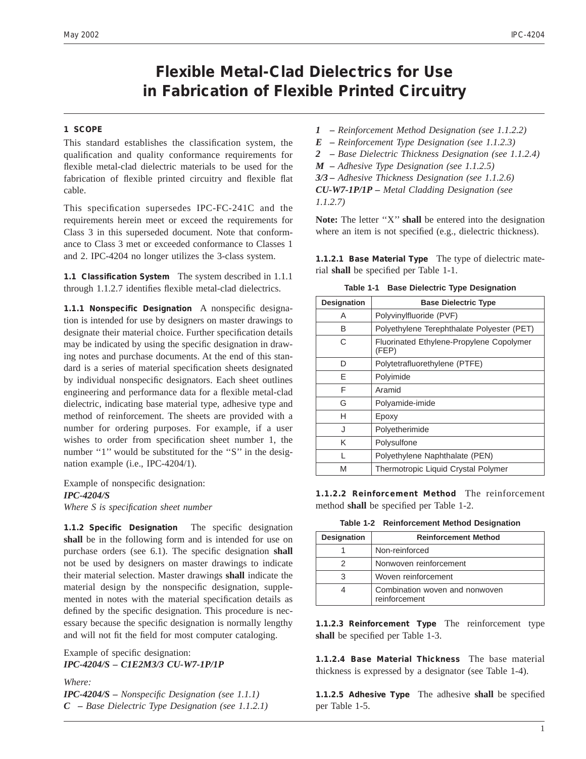# Flexible Metal-Clad Dielectrics for Use in Fabrication of Flexible Printed Circuitry

## 1 SCOPE

This standard establishes the classification system, the qualification and quality conformance requirements for flexible metal-clad dielectric materials to be used for the fabrication of flexible printed circuitry and flexible flat cable.

This specification supersedes IPC-FC-241C and the requirements herein meet or exceed the requirements for Class 3 in this superseded document. Note that conformance to Class 3 met or exceeded conformance to Classes 1 and 2. IPC-4204 no longer utilizes the 3-class system.

**1.1 Classification System** The system described in 1.1.1 through 1.1.2.7 identifies flexible metal-clad dielectrics.

**1.1.1 Nonspecific Designation** A nonspecific designation is intended for use by designers on master drawings to designate their material choice. Further specification details may be indicated by using the specific designation in drawing notes and purchase documents. At the end of this standard is a series of material specification sheets designated by individual nonspecific designators. Each sheet outlines engineering and performance data for a flexible metal-clad dielectric, indicating base material type, adhesive type and method of reinforcement. The sheets are provided with a number for ordering purposes. For example, if a user wishes to order from specification sheet number 1, the number ''1'' would be substituted for the ''S'' in the designation example (i.e., IPC-4204/1).

Example of nonspecific designation:
***IPC-4204/S***
*Where S is specification sheet number*

**1.1.2 Specific Designation** The specific designation **shall** be in the following form and is intended for use on purchase orders (see 6.1). The specific designation **shall** not be used by designers on master drawings to indicate their material selection. Master drawings **shall** indicate the material design by the nonspecific designation, supplemented in notes with the material specification details as defined by the specific designation. This procedure is necessary because the specific designation is normally lengthy and will not fit the field for most computer cataloging.

Example of specific designation:
***IPC-4204/S – C1E2M3/3 CU-W7-1P/1P***

*Where:*
***IPC-4204/S –*** *Nonspecific Designation (see 1.1.1)*
***C*** *– Base Dielectric Type Designation (see 1.1.2.1)*
***1*** *– Reinforcement Method Designation (see 1.1.2.2)*
***E*** *– Reinforcement Type Designation (see 1.1.2.3)*
***2*** *– Base Dielectric Thickness Designation (see 1.1.2.4)*
***M*** *– Adhesive Type Designation (see 1.1.2.5)*
***3/3*** *– Adhesive Thickness Designation (see 1.1.2.6)*
***CU-W7-1P/1P*** *– Metal Cladding Designation (see 1.1.2.7)*

**Note:** The letter ''X'' **shall** be entered into the designation where an item is not specified (e.g., dielectric thickness).

**1.1.2.1 Base Material Type** The type of dielectric material **shall** be specified per Table 1-1.

**Table 1-1 Base Dielectric Type Designation**

| Designation | Base Dielectric Type |
|---|---|
| A | Polyvinylfluoride (PVF) |
| B | Polyethylene Terephthalate Polyester (PET) |
| C | Fluorinated Ethylene-Propylene Copolymer (FEP) |
| D | Polytetrafluorethylene (PTFE) |
| E | Polyimide |
| F | Aramid |
| G | Polyamide-imide |
| H | Epoxy |
| J | Polyetherimide |
| K | Polysulfone |
| L | Polyethylene Naphthalate (PEN) |
| M | Thermotropic Liquid Crystal Polymer |

**1.1.2.2 Reinforcement Method** The reinforcement method **shall** be specified per Table 1-2.

**Table 1-2 Reinforcement Method Designation**

| Designation | Reinforcement Method |
|---|---|
| 1 | Non-reinforced |
| 2 | Nonwoven reinforcement |
| 3 | Woven reinforcement |
| 4 | Combination woven and nonwoven reinforcement |

**1.1.2.3 Reinforcement Type** The reinforcement type **shall** be specified per Table 1-3.

**1.1.2.4 Base Material Thickness** The base material thickness is expressed by a designator (see Table 1-4).

**1.1.2.5 Adhesive Type** The adhesive **shall** be specified per Table 1-5.